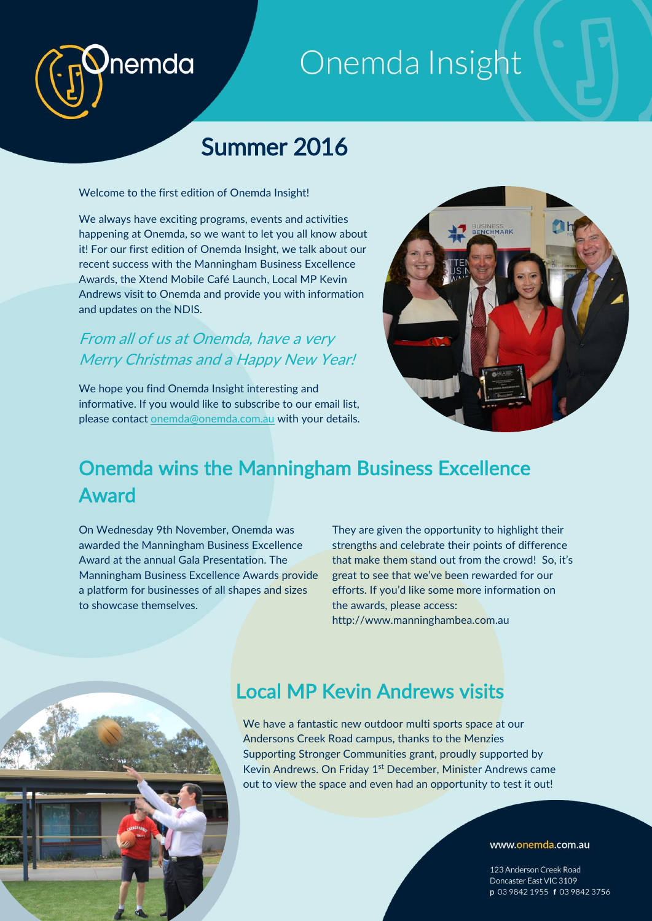Onemda

# Onemda Insight

## Summer 2016

Welcome to the first edition of Onemda Insight!

We always have exciting programs, events and activities happening at Onemda, so we want to let you all know about it! For our first edition of Onemda Insight, we talk about our recent success with the Manningham Business Excellence Awards, the Xtend Mobile Café Launch, Local MP Kevin Andrews visit to Onemda and provide you with information and updates on the NDIS.

*From all of us at Onemda, have a very Merry Christmas and a Happy New Year!*

We hope you find Onemda Insight interesting and informative. If you would like to subscribe to our email list, please contact onemda@onemda.com.au with your details.

## Onemda wins the Manningham Business Excellence Award

On Wednesday 9th November, Onemda was awarded the Manningham Business Excellence Award at the annual Gala Presentation. The Manningham Business Excellence Awards provide a platform for businesses of all shapes and sizes to showcase themselves. They are given the opportunity to highlight their strengths and celebrate their points of difference that make them stand out from the crowd! So, it's great to see that we've been rewarded for our efforts. If you'd like some more information on the awards, please access: http://www.manninghambea.com.au

## Local MP Kevin Andrews visits

We have a fantastic new outdoor multi sports space at our Andersons Creek Road campus, thanks to the Menzies Supporting Stronger Communities grant, proudly supported by Kevin Andrews. On Friday 1st December, Minister Andrews came out to view the space and even had an opportunity to test it out!

www.onemda.com.au

123 Anderson Creek Road
Doncaster East VIC 3109
**p** 03 9842 1955 **f** 03 9842 3756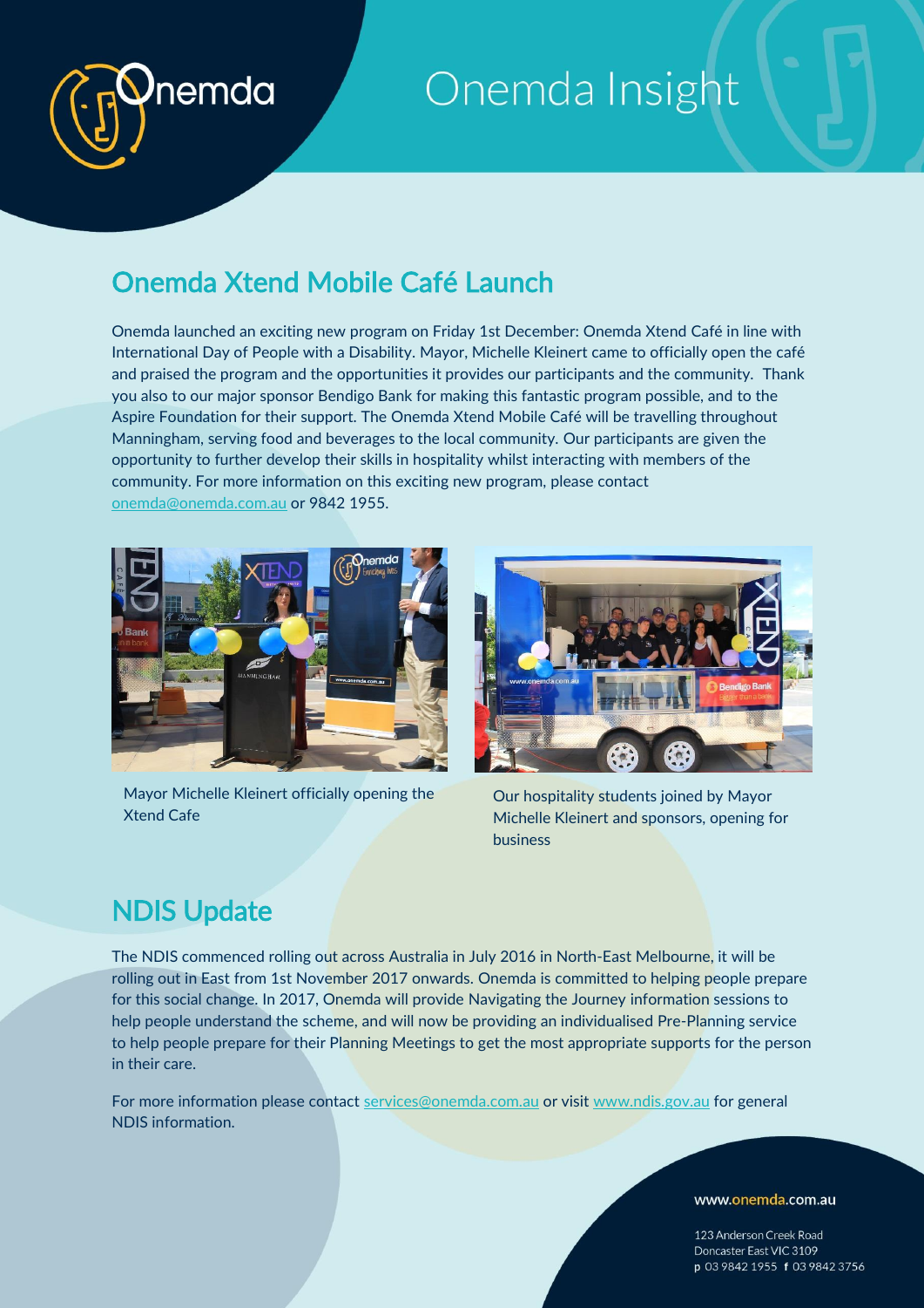# Onemda Insight

## Onemda Xtend Mobile Café Launch

Onemda launched an exciting new program on Friday 1st December: Onemda Xtend Café in line with International Day of People with a Disability. Mayor, Michelle Kleinert came to officially open the café and praised the program and the opportunities it provides our participants and the community. Thank you also to our major sponsor Bendigo Bank for making this fantastic program possible, and to the Aspire Foundation for their support. The Onemda Xtend Mobile Café will be travelling throughout Manningham, serving food and beverages to the local community. Our participants are given the opportunity to further develop their skills in hospitality whilst interacting with members of the community. For more information on this exciting new program, please contact onemda@onemda.com.au or 9842 1955.

Mayor Michelle Kleinert officially opening the Xtend Cafe

Our hospitality students joined by Mayor Michelle Kleinert and sponsors, opening for business

## NDIS Update

The NDIS commenced rolling out across Australia in July 2016 in North-East Melbourne, it will be rolling out in East from 1st November 2017 onwards. Onemda is committed to helping people prepare for this social change. In 2017, Onemda will provide Navigating the Journey information sessions to help people understand the scheme, and will now be providing an individualised Pre-Planning service to help people prepare for their Planning Meetings to get the most appropriate supports for the person in their care.

For more information please contact services@onemda.com.au or visit www.ndis.gov.au for general NDIS information.

www.onemda.com.au

123 Anderson Creek Road
Doncaster East VIC 3109
**p** 03 9842 1955 **f** 03 9842 3756